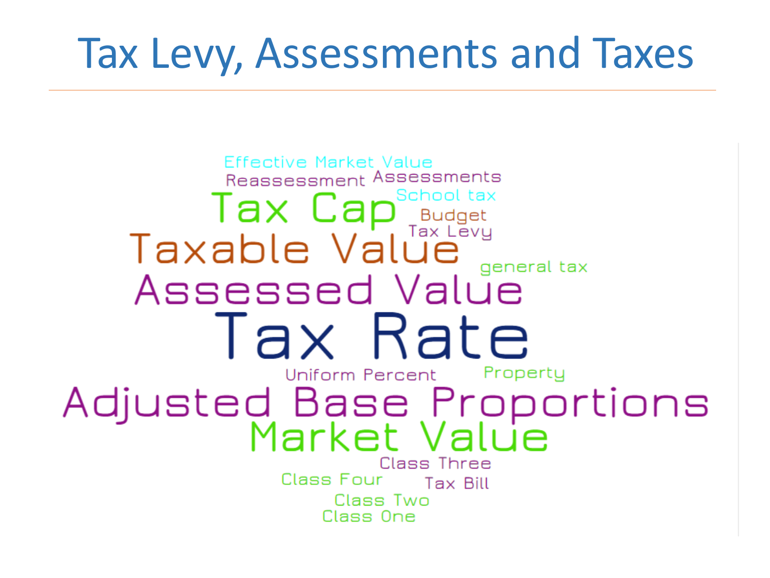# Tax Levy, Assessments and Taxes

Effective Market Value

Reassessment Assessments

Tax Cap School tax

Budget

Tax Levy

Taxable Value

general tax

Assessed Value

Tax Rate

Uniform Percent Property

Adjusted Base Proportions

Market Value

Class Three

Class Four Tax Bill

Class Two

Class One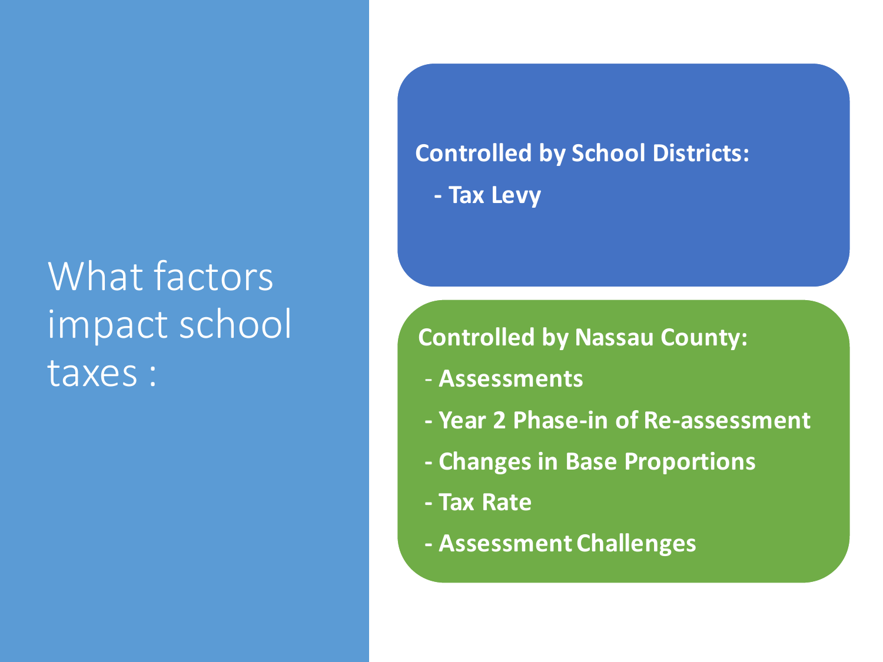# What factors impact school taxes :

**Controlled by School Districts:**

- **Tax Levy**

**Controlled by Nassau County:**

- **Assessments**
- **Year 2 Phase-in of Re-assessment**
- **Changes in Base Proportions**
- **Tax Rate**
- **Assessment Challenges**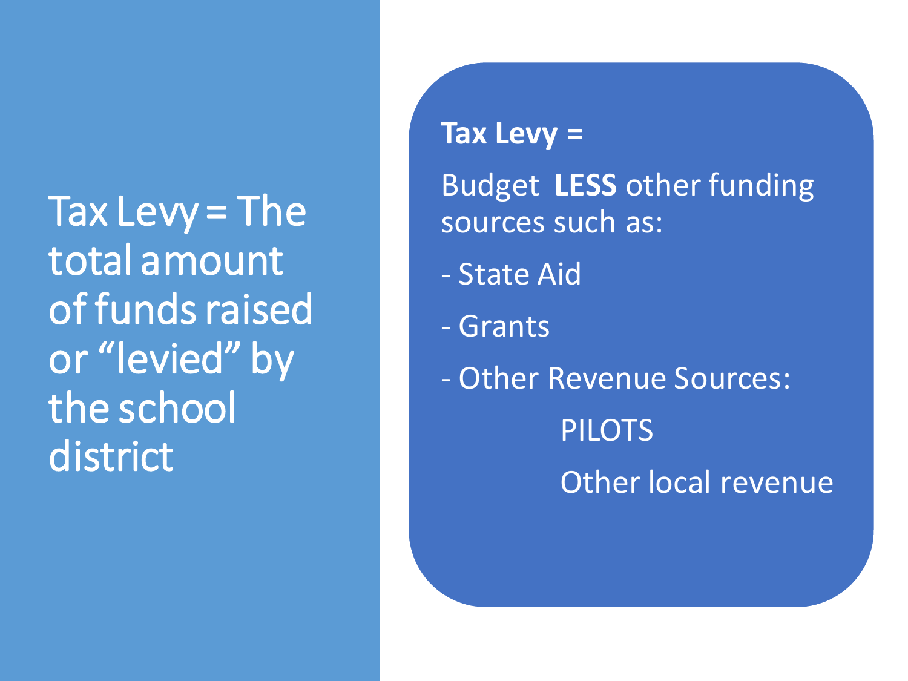Tax Levy = The total amount of funds raised or "levied" by the school district

**Tax Levy =**

Budget **LESS** other funding sources such as:

- State Aid
- Grants
- Other Revenue Sources:
  - PILOTS
  - Other local revenue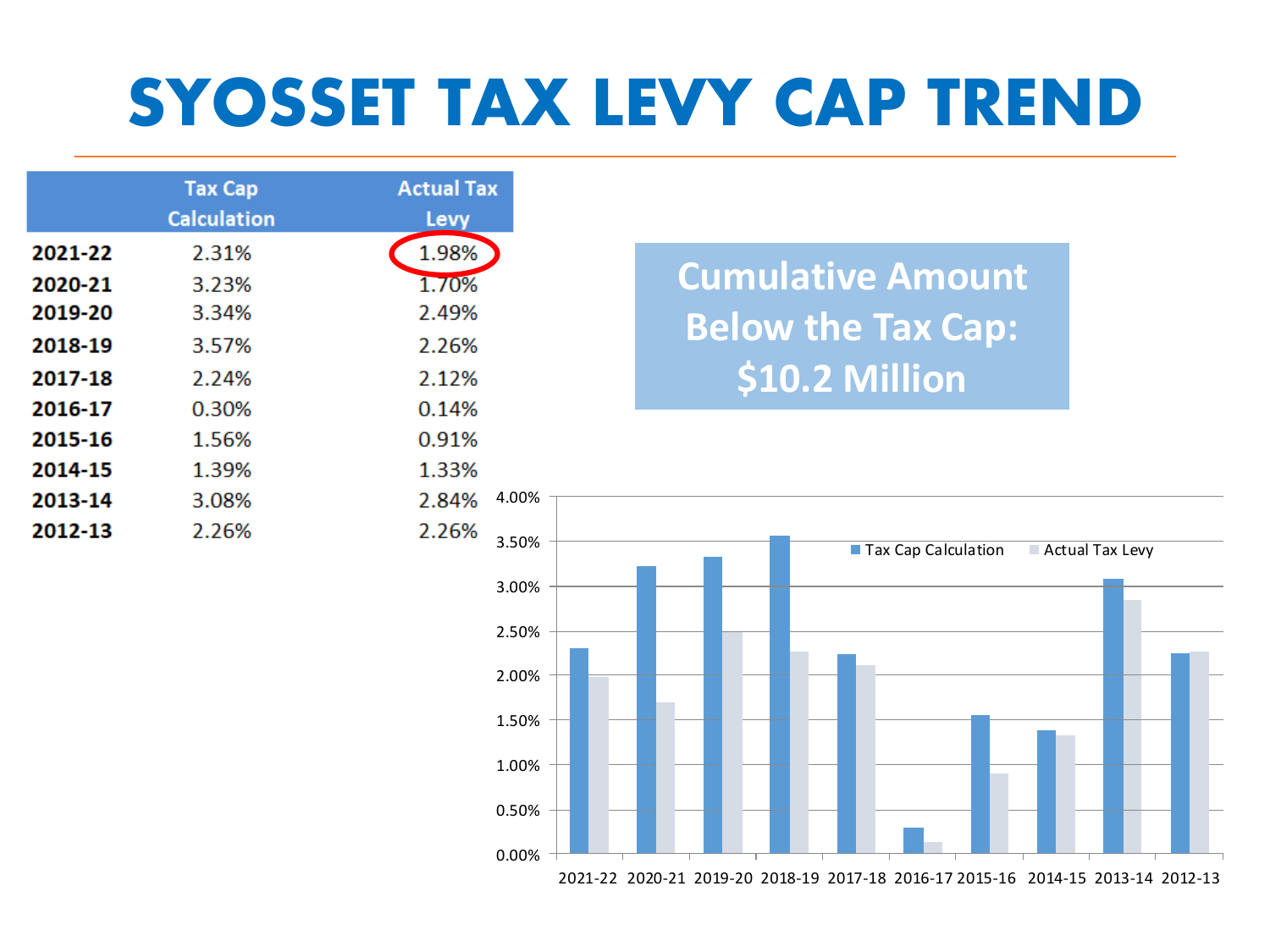# SYOSSET TAX LEVY CAP TREND

| | Tax Cap Calculation | Actual Tax Levy |
|---|---|---|
| **2021-22** | 2.31% | 1.98% |
| **2020-21** | 3.23% | 1.70% |
| **2019-20** | 3.34% | 2.49% |
| **2018-19** | 3.57% | 2.26% |
| **2017-18** | 2.24% | 2.12% |
| **2016-17** | 0.30% | 0.14% |
| **2015-16** | 1.56% | 0.91% |
| **2014-15** | 1.39% | 1.33% |
| **2013-14** | 3.08% | 2.84% |
| **2012-13** | 2.26% | 2.26% |

**Cumulative Amount Below the Tax Cap: $10.2 Million**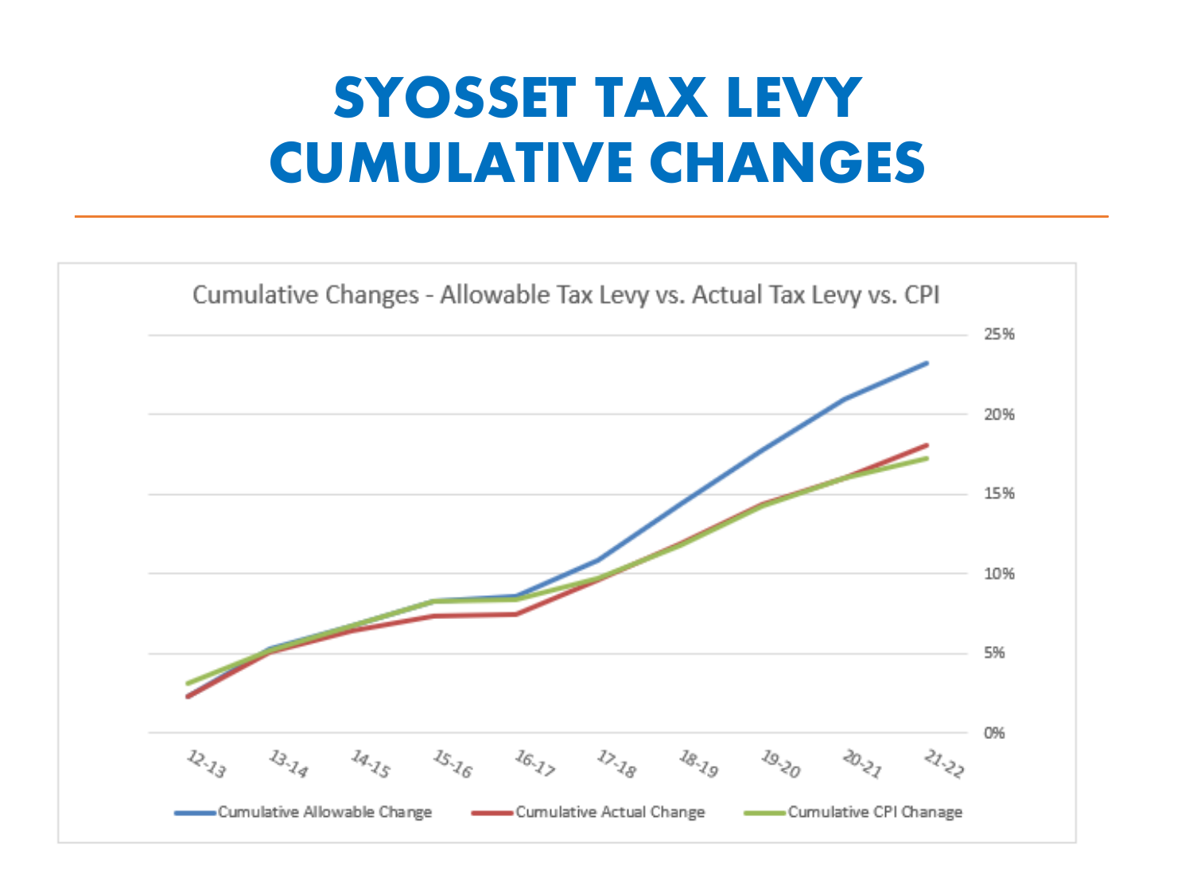# SYOSSET TAX LEVY CUMULATIVE CHANGES

Cumulative Changes - Allowable Tax Levy vs. Actual Tax Levy vs. CPI

25%
20%
15%
10%
5%
0%

12-13 13-14 14-15 15-16 16-17 17-18 18-19 19-20 20-21 21-22

Cumulative Allowable Change — Cumulative Actual Change — Cumulative CPI Chanage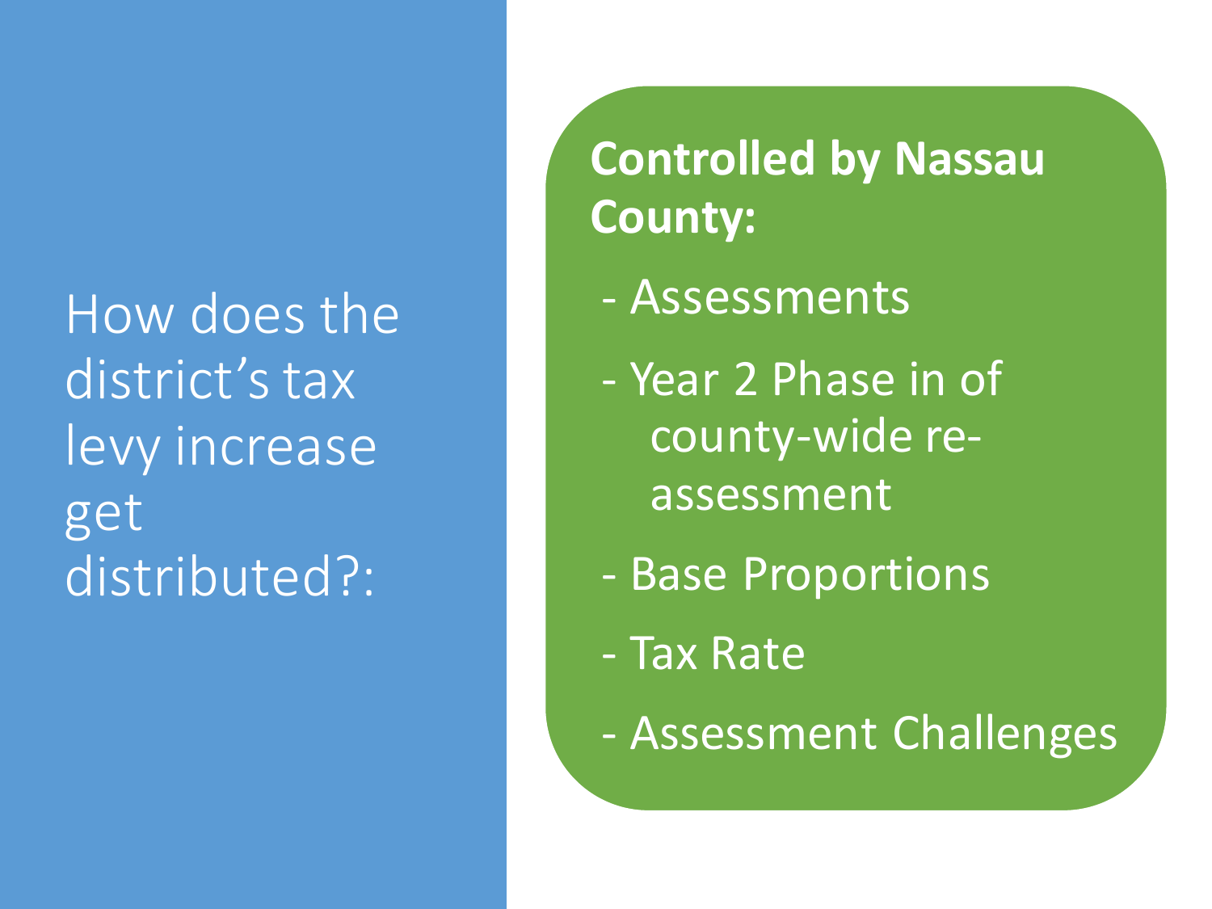# How does the district's tax levy increase get distributed?:

**Controlled by Nassau County:**

- Assessments
- Year 2 Phase in of county-wide re-assessment
- Base Proportions
- Tax Rate
- Assessment Challenges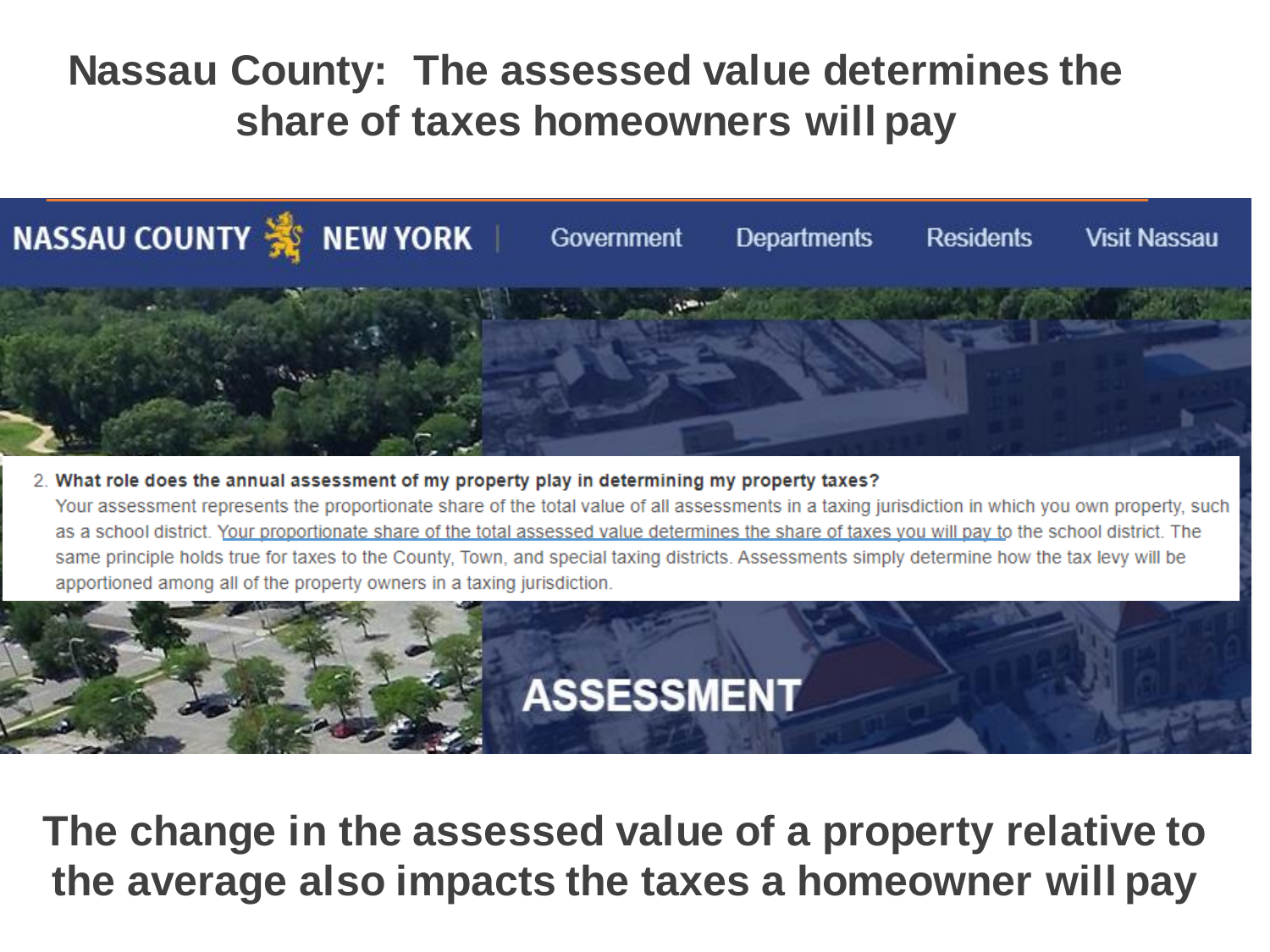# Nassau County: The assessed value determines the share of taxes homeowners will pay

NASSAU COUNTY NEW YORK | Government Departments Residents Visit Nassau

2. **What role does the annual assessment of my property play in determining my property taxes?**
Your assessment represents the proportionate share of the total value of all assessments in a taxing jurisdiction in which you own property, such as a school district. Your proportionate share of the total assessed value determines the share of taxes you will pay to the school district. The same principle holds true for taxes to the County, Town, and special taxing districts. Assessments simply determine how the tax levy will be apportioned among all of the property owners in a taxing jurisdiction.

ASSESSMENT

**The change in the assessed value of a property relative to the average also impacts the taxes a homeowner will pay**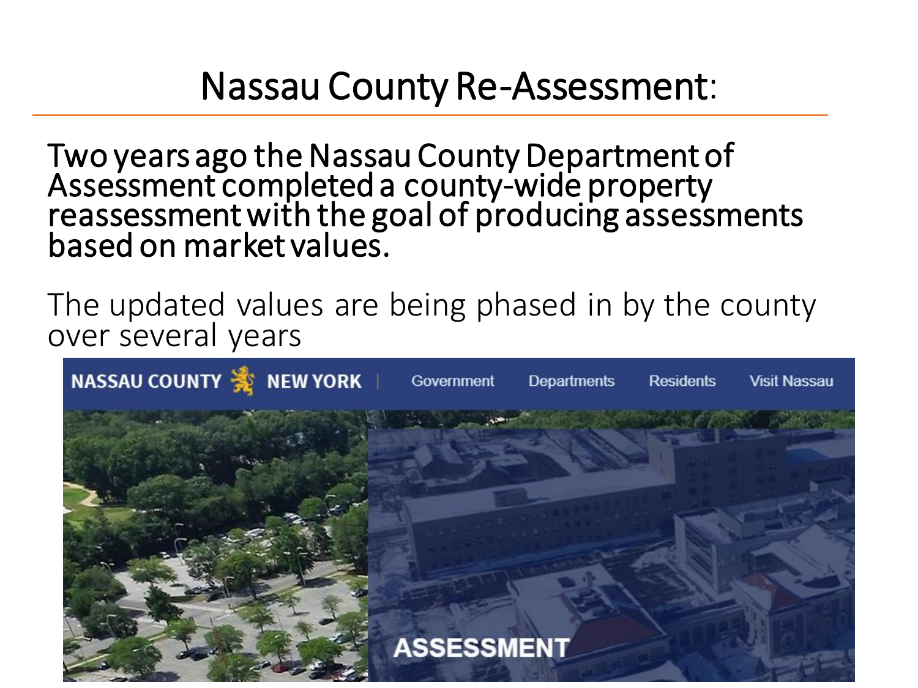# Nassau County Re-Assessment:

**Two years ago the Nassau County Department of Assessment completed a county-wide property reassessment with the goal of producing assessments based on market values.**

The updated values are being phased in by the county over several years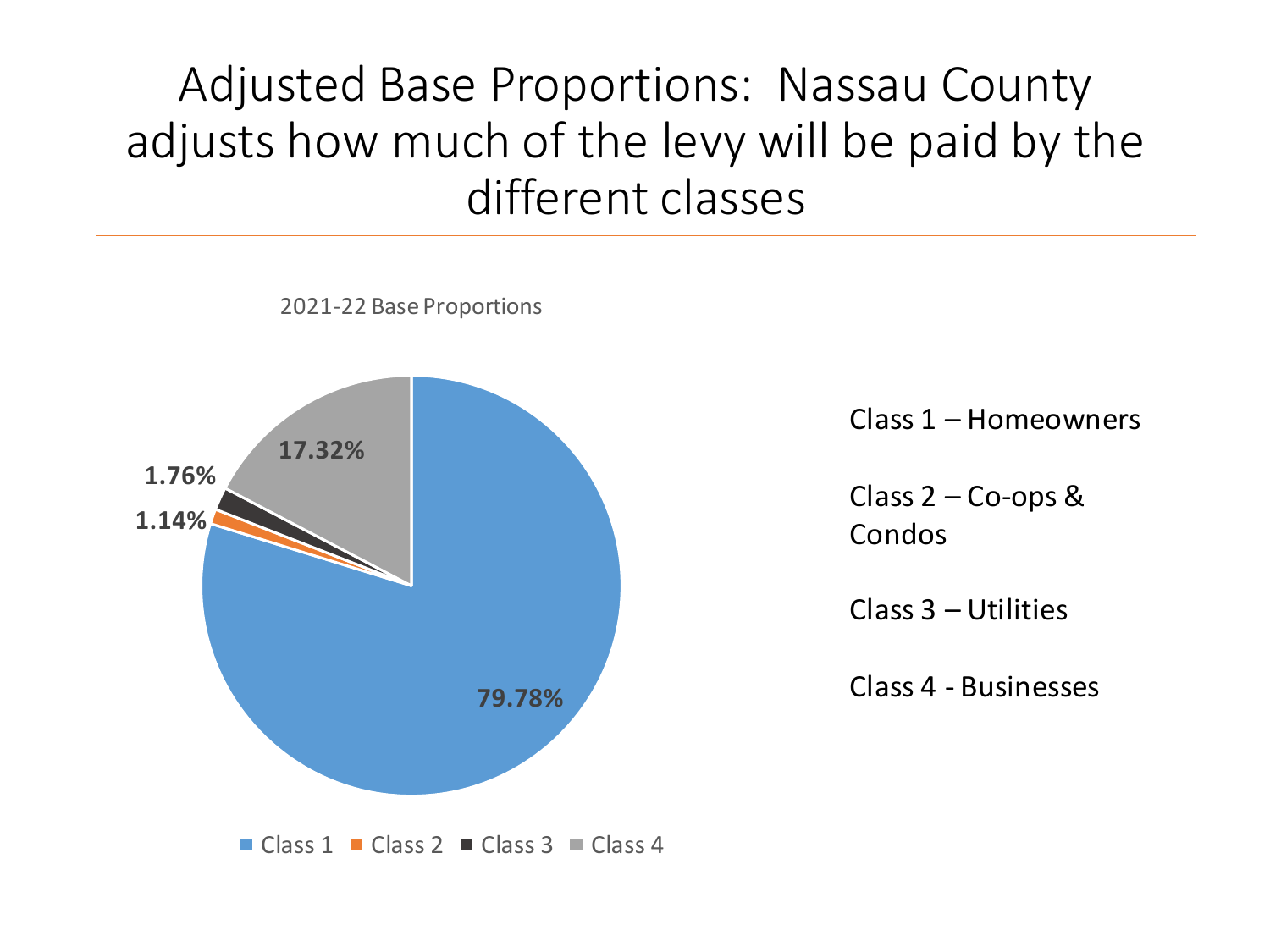# Adjusted Base Proportions: Nassau County adjusts how much of the levy will be paid by the different classes

2021-22 Base Proportions

| Class | Proportion |
|---|---|
| Class 1 | 79.78% |
| Class 2 | 1.14% |
| Class 3 | 1.76% |
| Class 4 | 17.32% |

Class 1 – Homeowners

Class 2 – Co-ops & Condos

Class 3 – Utilities

Class 4 - Businesses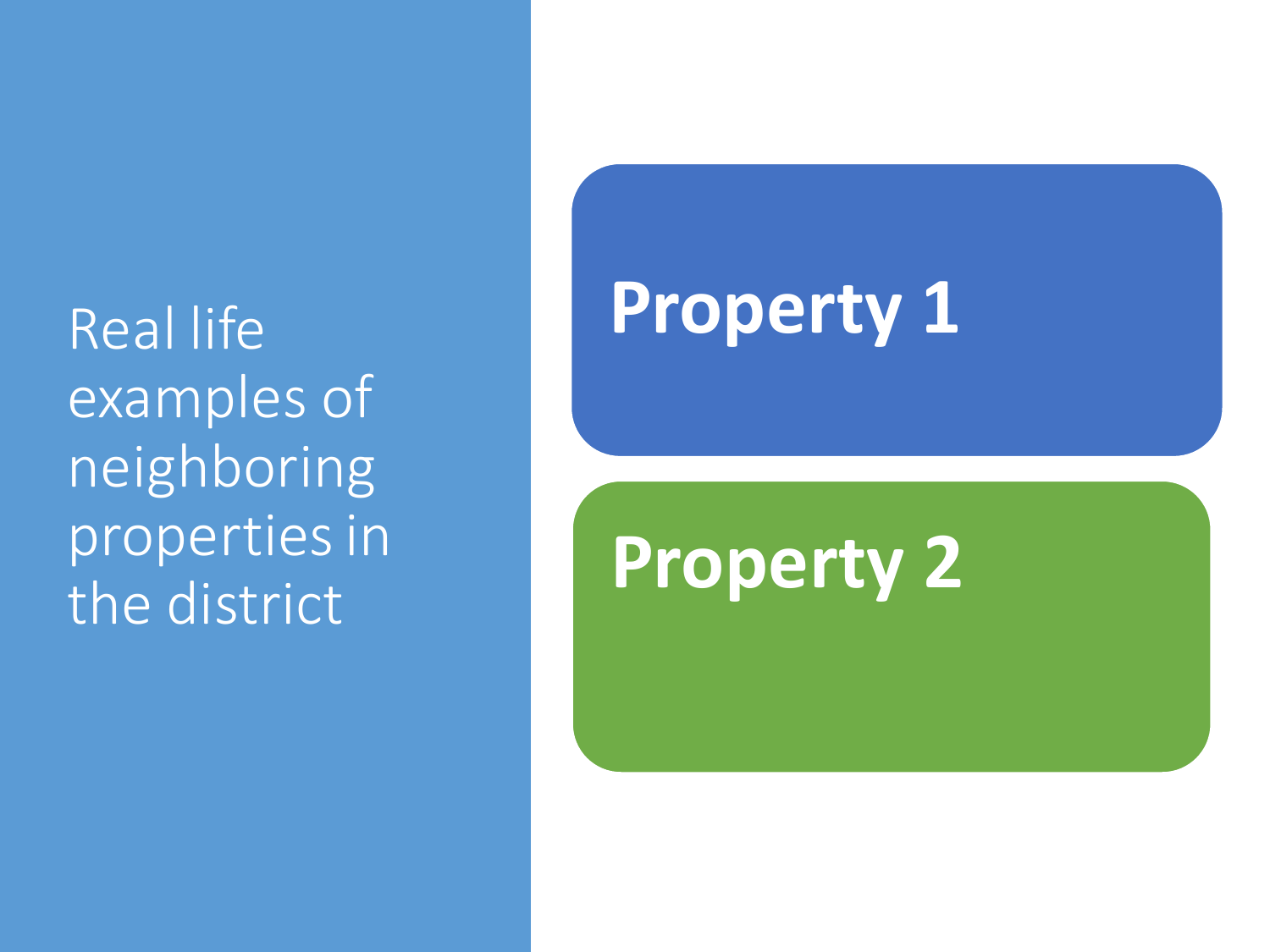Real life examples of neighboring properties in the district

## Property 1

## Property 2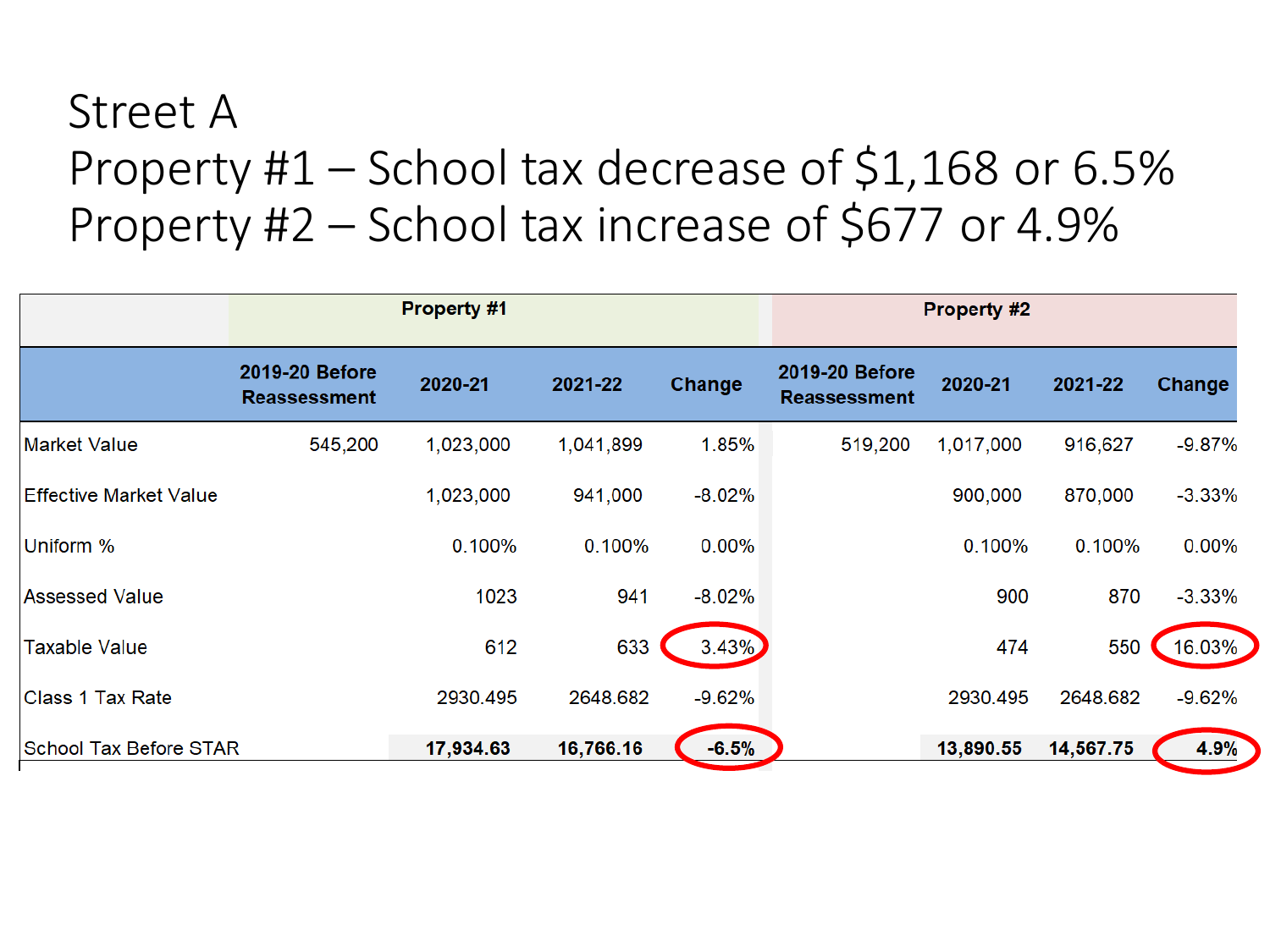# Street A

## Property #1 – School tax decrease of $1,168 or 6.5%

## Property #2 – School tax increase of $677 or 4.9%

| | Property #1 | | | | Property #2 | | | |
|---|---|---|---|---|---|---|---|---|
| | 2019-20 Before Reassessment | 2020-21 | 2021-22 | Change | 2019-20 Before Reassessment | 2020-21 | 2021-22 | Change |
| Market Value | 545,200 | 1,023,000 | 1,041,899 | 1.85% | 519,200 | 1,017,000 | 916,627 | -9.87% |
| Effective Market Value | | 1,023,000 | 941,000 | -8.02% | | 900,000 | 870,000 | -3.33% |
| Uniform % | | 0.100% | 0.100% | 0.00% | | 0.100% | 0.100% | 0.00% |
| Assessed Value | | 1023 | 941 | -8.02% | | 900 | 870 | -3.33% |
| Taxable Value | | 612 | 633 | 3.43% | | 474 | 550 | 16.03% |
| Class 1 Tax Rate | | 2930.495 | 2648.682 | -9.62% | | 2930.495 | 2648.682 | -9.62% |
| School Tax Before STAR | | **17,934.63** | **16,766.16** | **-6.5%** | | **13,890.55** | **14,567.75** | **4.9%** |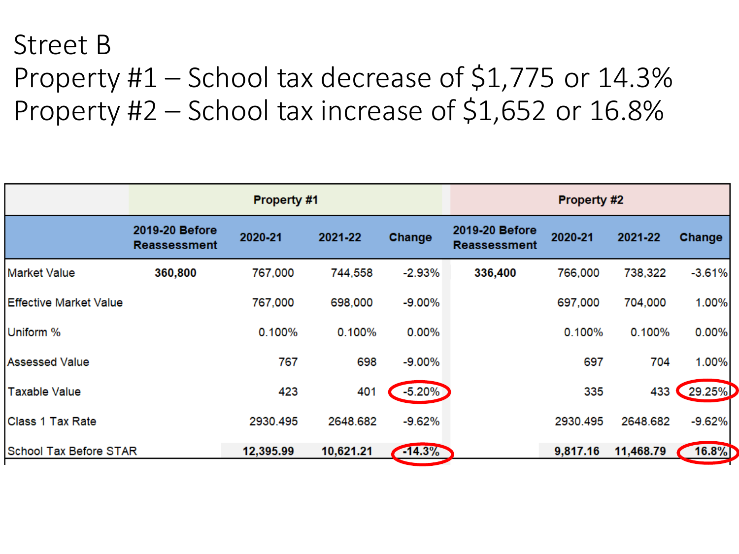# Street B

## Property #1 – School tax decrease of $1,775 or 14.3%

## Property #2 – School tax increase of $1,652 or 16.8%

| | Property #1 | | | | Property #2 | | | |
|---|---|---|---|---|---|---|---|---|
| | **2019-20 Before Reassessment** | **2020-21** | **2021-22** | **Change** | **2019-20 Before Reassessment** | **2020-21** | **2021-22** | **Change** |
| Market Value | **360,800** | 767,000 | 744,558 | -2.93% | **336,400** | 766,000 | 738,322 | -3.61% |
| Effective Market Value | | 767,000 | 698,000 | -9.00% | | 697,000 | 704,000 | 1.00% |
| Uniform % | | 0.100% | 0.100% | 0.00% | | 0.100% | 0.100% | 0.00% |
| Assessed Value | | 767 | 698 | -9.00% | | 697 | 704 | 1.00% |
| Taxable Value | | 423 | 401 | -5.20% | | 335 | 433 | 29.25% |
| Class 1 Tax Rate | | 2930.495 | 2648.682 | -9.62% | | 2930.495 | 2648.682 | -9.62% |
| School Tax Before STAR | | **12,395.99** | **10,621.21** | **-14.3%** | | **9,817.16** | **11,468.79** | **16.8%** |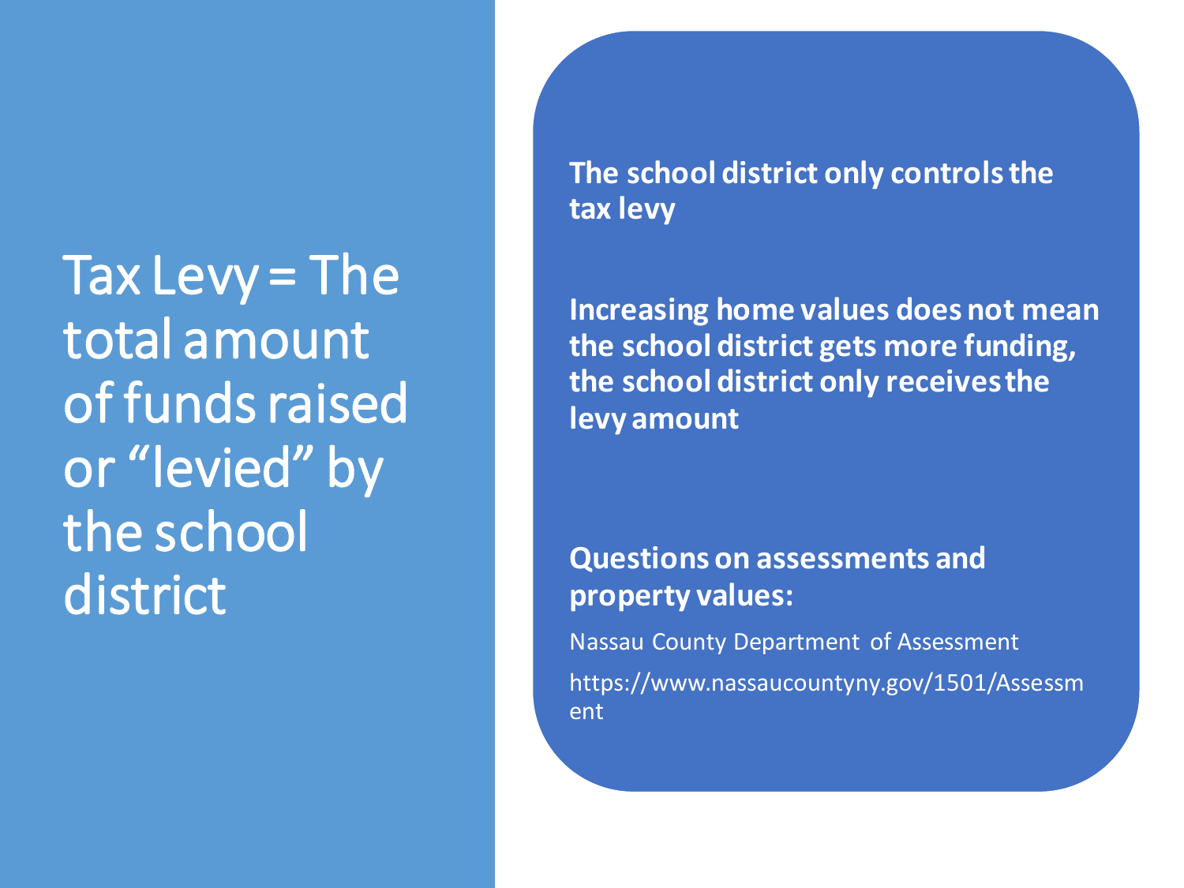# Tax Levy = The total amount of funds raised or "levied" by the school district

**The school district only controls the tax levy**

**Increasing home values does not mean the school district gets more funding, the school district only receives the levy amount**

**Questions on assessments and property values:**

Nassau County Department of Assessment

https://www.nassaucountyny.gov/1501/Assessment